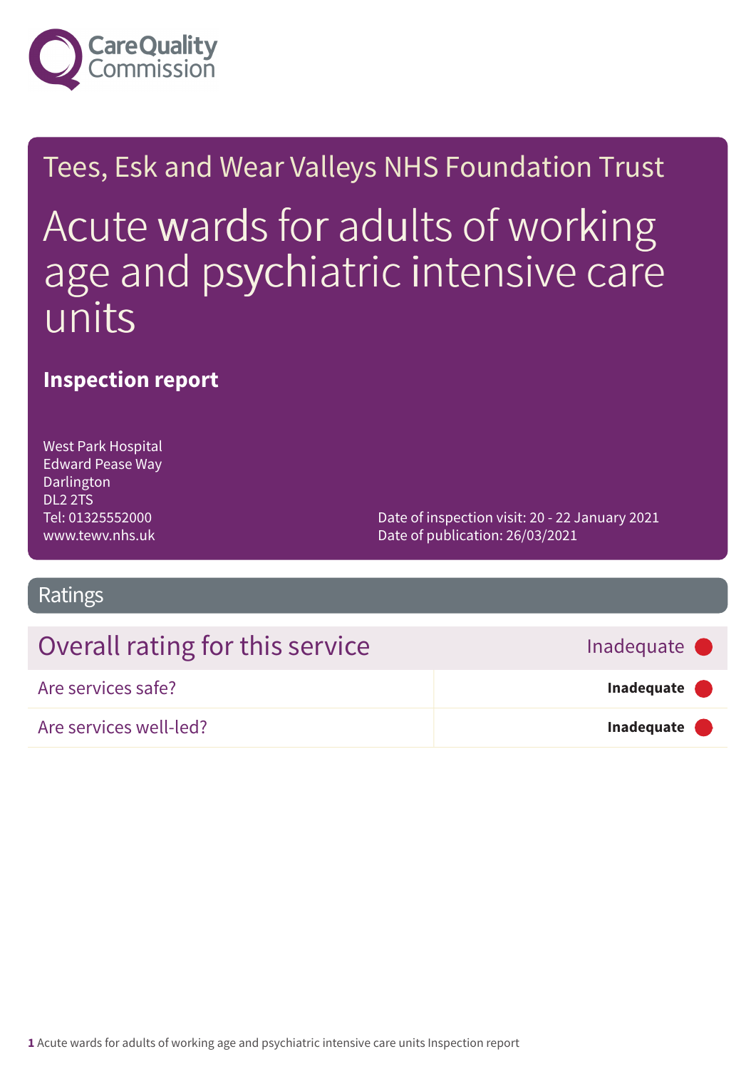Care Quality Commission

# Tees, Esk and Wear Valleys NHS Foundation Trust

# Acute wards for adults of working age and psychiatric intensive care units

## Inspection report

West Park Hospital
Edward Pease Way
Darlington
DL2 2TS
Tel: 01325552000
www.tewv.nhs.uk

Date of inspection visit: 20 - 22 January 2021
Date of publication: 26/03/2021

## Ratings

| Overall rating for this service | Inadequate |
| --- | --- |
| Are services safe? | **Inadequate** |
| Are services well-led? | **Inadequate** |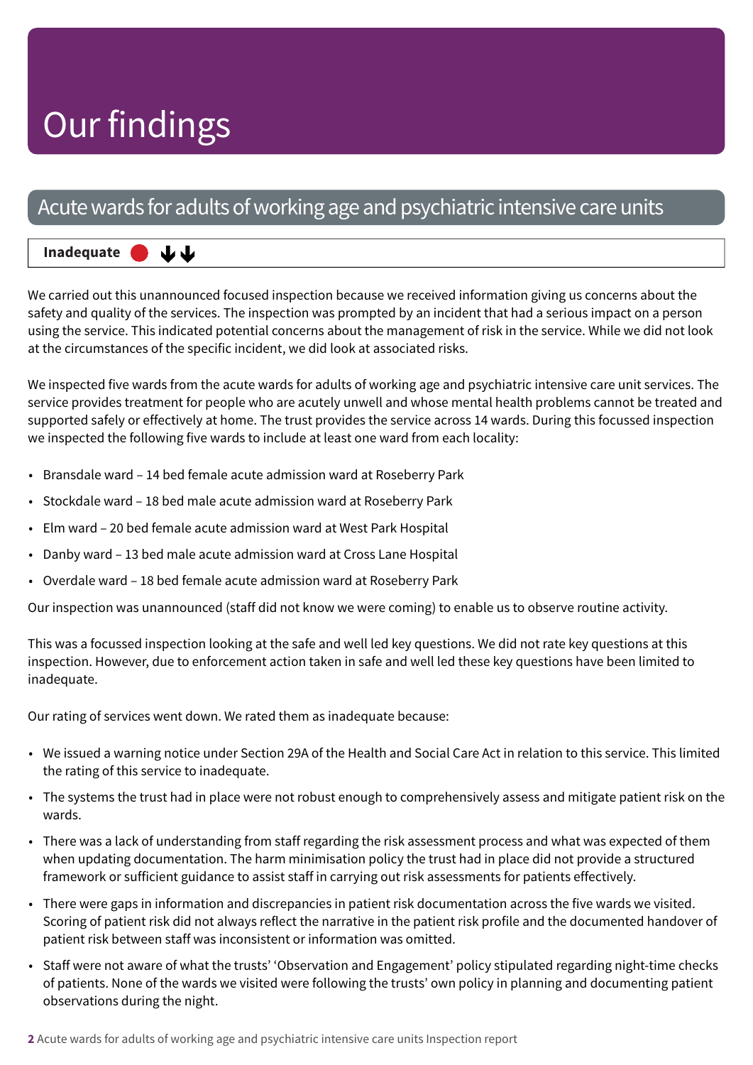# Our findings

## Acute wards for adults of working age and psychiatric intensive care units

**Inadequate** ● ↓↓

We carried out this unannounced focused inspection because we received information giving us concerns about the safety and quality of the services. The inspection was prompted by an incident that had a serious impact on a person using the service. This indicated potential concerns about the management of risk in the service. While we did not look at the circumstances of the specific incident, we did look at associated risks.

We inspected five wards from the acute wards for adults of working age and psychiatric intensive care unit services. The service provides treatment for people who are acutely unwell and whose mental health problems cannot be treated and supported safely or effectively at home. The trust provides the service across 14 wards. During this focussed inspection we inspected the following five wards to include at least one ward from each locality:

- Bransdale ward – 14 bed female acute admission ward at Roseberry Park
- Stockdale ward – 18 bed male acute admission ward at Roseberry Park
- Elm ward – 20 bed female acute admission ward at West Park Hospital
- Danby ward – 13 bed male acute admission ward at Cross Lane Hospital
- Overdale ward – 18 bed female acute admission ward at Roseberry Park

Our inspection was unannounced (staff did not know we were coming) to enable us to observe routine activity.

This was a focussed inspection looking at the safe and well led key questions. We did not rate key questions at this inspection. However, due to enforcement action taken in safe and well led these key questions have been limited to inadequate.

Our rating of services went down. We rated them as inadequate because:

- We issued a warning notice under Section 29A of the Health and Social Care Act in relation to this service. This limited the rating of this service to inadequate.
- The systems the trust had in place were not robust enough to comprehensively assess and mitigate patient risk on the wards.
- There was a lack of understanding from staff regarding the risk assessment process and what was expected of them when updating documentation. The harm minimisation policy the trust had in place did not provide a structured framework or sufficient guidance to assist staff in carrying out risk assessments for patients effectively.
- There were gaps in information and discrepancies in patient risk documentation across the five wards we visited. Scoring of patient risk did not always reflect the narrative in the patient risk profile and the documented handover of patient risk between staff was inconsistent or information was omitted.
- Staff were not aware of what the trusts' 'Observation and Engagement' policy stipulated regarding night-time checks of patients. None of the wards we visited were following the trusts' own policy in planning and documenting patient observations during the night.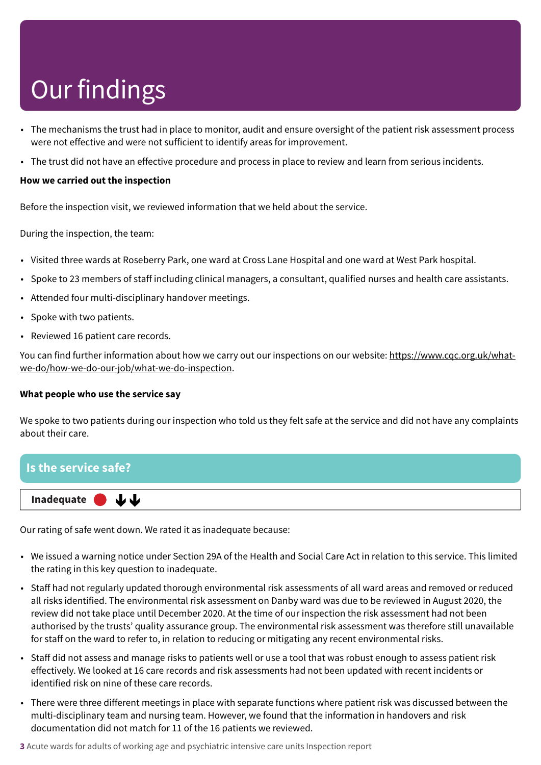# Our findings

- The mechanisms the trust had in place to monitor, audit and ensure oversight of the patient risk assessment process were not effective and were not sufficient to identify areas for improvement.
- The trust did not have an effective procedure and process in place to review and learn from serious incidents.

**How we carried out the inspection**

Before the inspection visit, we reviewed information that we held about the service.

During the inspection, the team:

- Visited three wards at Roseberry Park, one ward at Cross Lane Hospital and one ward at West Park hospital.
- Spoke to 23 members of staff including clinical managers, a consultant, qualified nurses and health care assistants.
- Attended four multi-disciplinary handover meetings.
- Spoke with two patients.
- Reviewed 16 patient care records.

You can find further information about how we carry out our inspections on our website: https://www.cqc.org.uk/what-we-do/how-we-do-our-job/what-we-do-inspection.

**What people who use the service say**

We spoke to two patients during our inspection who told us they felt safe at the service and did not have any complaints about their care.

## Is the service safe?

**Inadequate** ●↓↓

Our rating of safe went down. We rated it as inadequate because:

- We issued a warning notice under Section 29A of the Health and Social Care Act in relation to this service. This limited the rating in this key question to inadequate.
- Staff had not regularly updated thorough environmental risk assessments of all ward areas and removed or reduced all risks identified. The environmental risk assessment on Danby ward was due to be reviewed in August 2020, the review did not take place until December 2020. At the time of our inspection the risk assessment had not been authorised by the trusts' quality assurance group. The environmental risk assessment was therefore still unavailable for staff on the ward to refer to, in relation to reducing or mitigating any recent environmental risks.
- Staff did not assess and manage risks to patients well or use a tool that was robust enough to assess patient risk effectively. We looked at 16 care records and risk assessments had not been updated with recent incidents or identified risk on nine of these care records.
- There were three different meetings in place with separate functions where patient risk was discussed between the multi-disciplinary team and nursing team. However, we found that the information in handovers and risk documentation did not match for 11 of the 16 patients we reviewed.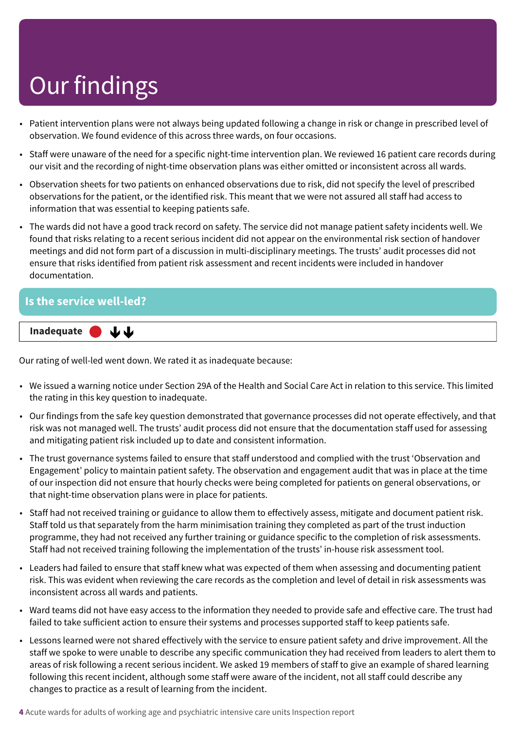# Our findings

- Patient intervention plans were not always being updated following a change in risk or change in prescribed level of observation. We found evidence of this across three wards, on four occasions.
- Staff were unaware of the need for a specific night-time intervention plan. We reviewed 16 patient care records during our visit and the recording of night-time observation plans was either omitted or inconsistent across all wards.
- Observation sheets for two patients on enhanced observations due to risk, did not specify the level of prescribed observations for the patient, or the identified risk. This meant that we were not assured all staff had access to information that was essential to keeping patients safe.
- The wards did not have a good track record on safety. The service did not manage patient safety incidents well. We found that risks relating to a recent serious incident did not appear on the environmental risk section of handover meetings and did not form part of a discussion in multi-disciplinary meetings. The trusts' audit processes did not ensure that risks identified from patient risk assessment and recent incidents were included in handover documentation.

## Is the service well-led?

**Inadequate** ↓↓

Our rating of well-led went down. We rated it as inadequate because:

- We issued a warning notice under Section 29A of the Health and Social Care Act in relation to this service. This limited the rating in this key question to inadequate.
- Our findings from the safe key question demonstrated that governance processes did not operate effectively, and that risk was not managed well. The trusts' audit process did not ensure that the documentation staff used for assessing and mitigating patient risk included up to date and consistent information.
- The trust governance systems failed to ensure that staff understood and complied with the trust 'Observation and Engagement' policy to maintain patient safety. The observation and engagement audit that was in place at the time of our inspection did not ensure that hourly checks were being completed for patients on general observations, or that night-time observation plans were in place for patients.
- Staff had not received training or guidance to allow them to effectively assess, mitigate and document patient risk. Staff told us that separately from the harm minimisation training they completed as part of the trust induction programme, they had not received any further training or guidance specific to the completion of risk assessments. Staff had not received training following the implementation of the trusts' in-house risk assessment tool.
- Leaders had failed to ensure that staff knew what was expected of them when assessing and documenting patient risk. This was evident when reviewing the care records as the completion and level of detail in risk assessments was inconsistent across all wards and patients.
- Ward teams did not have easy access to the information they needed to provide safe and effective care. The trust had failed to take sufficient action to ensure their systems and processes supported staff to keep patients safe.
- Lessons learned were not shared effectively with the service to ensure patient safety and drive improvement. All the staff we spoke to were unable to describe any specific communication they had received from leaders to alert them to areas of risk following a recent serious incident. We asked 19 members of staff to give an example of shared learning following this recent incident, although some staff were aware of the incident, not all staff could describe any changes to practice as a result of learning from the incident.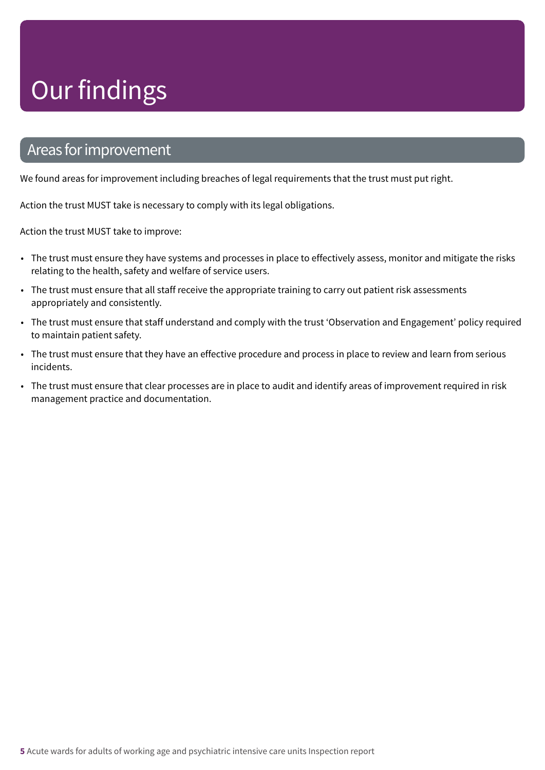# Our findings

## Areas for improvement

We found areas for improvement including breaches of legal requirements that the trust must put right.

Action the trust MUST take is necessary to comply with its legal obligations.

Action the trust MUST take to improve:

- The trust must ensure they have systems and processes in place to effectively assess, monitor and mitigate the risks relating to the health, safety and welfare of service users.
- The trust must ensure that all staff receive the appropriate training to carry out patient risk assessments appropriately and consistently.
- The trust must ensure that staff understand and comply with the trust 'Observation and Engagement' policy required to maintain patient safety.
- The trust must ensure that they have an effective procedure and process in place to review and learn from serious incidents.
- The trust must ensure that clear processes are in place to audit and identify areas of improvement required in risk management practice and documentation.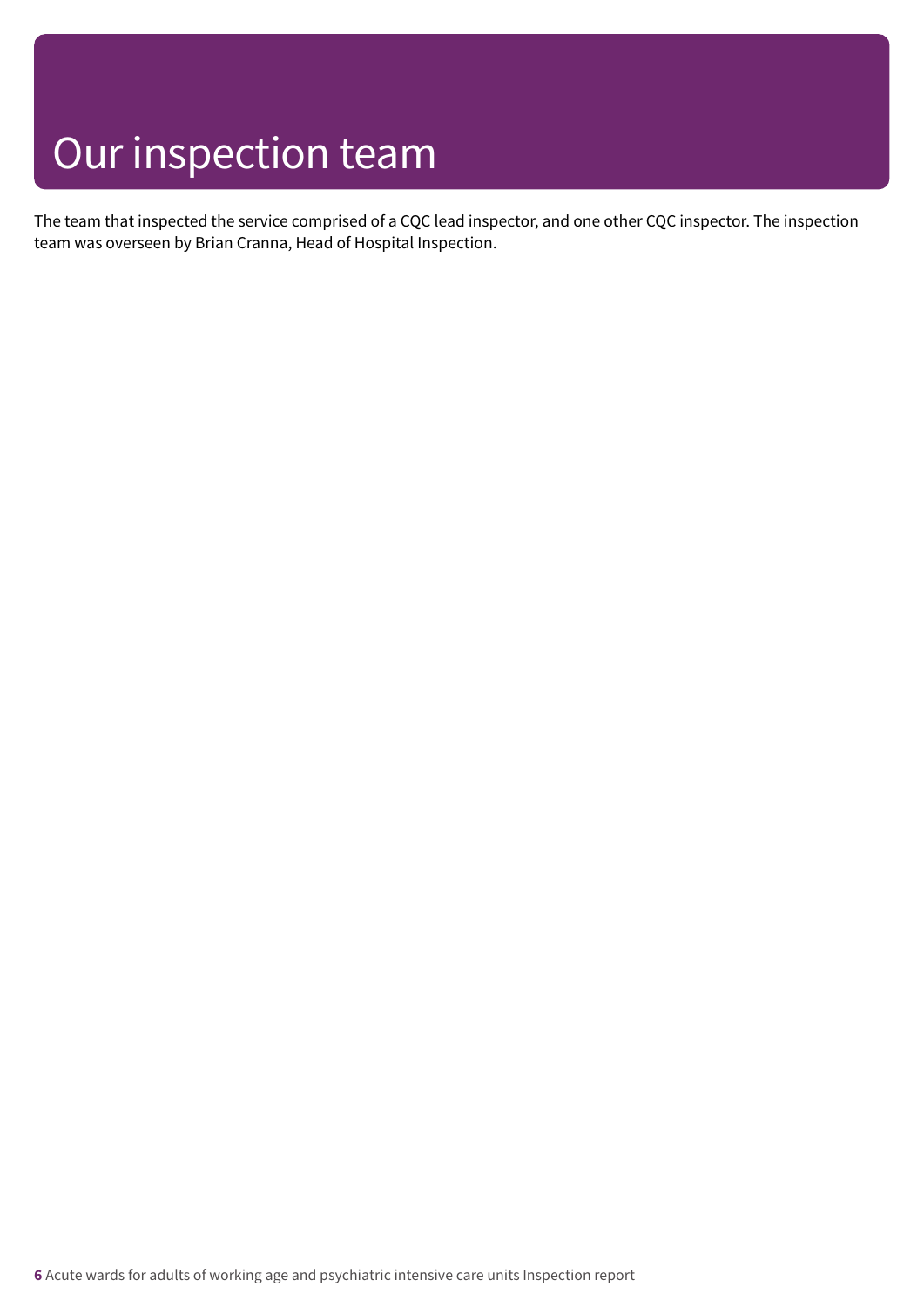# Our inspection team

The team that inspected the service comprised of a CQC lead inspector, and one other CQC inspector. The inspection team was overseen by Brian Cranna, Head of Hospital Inspection.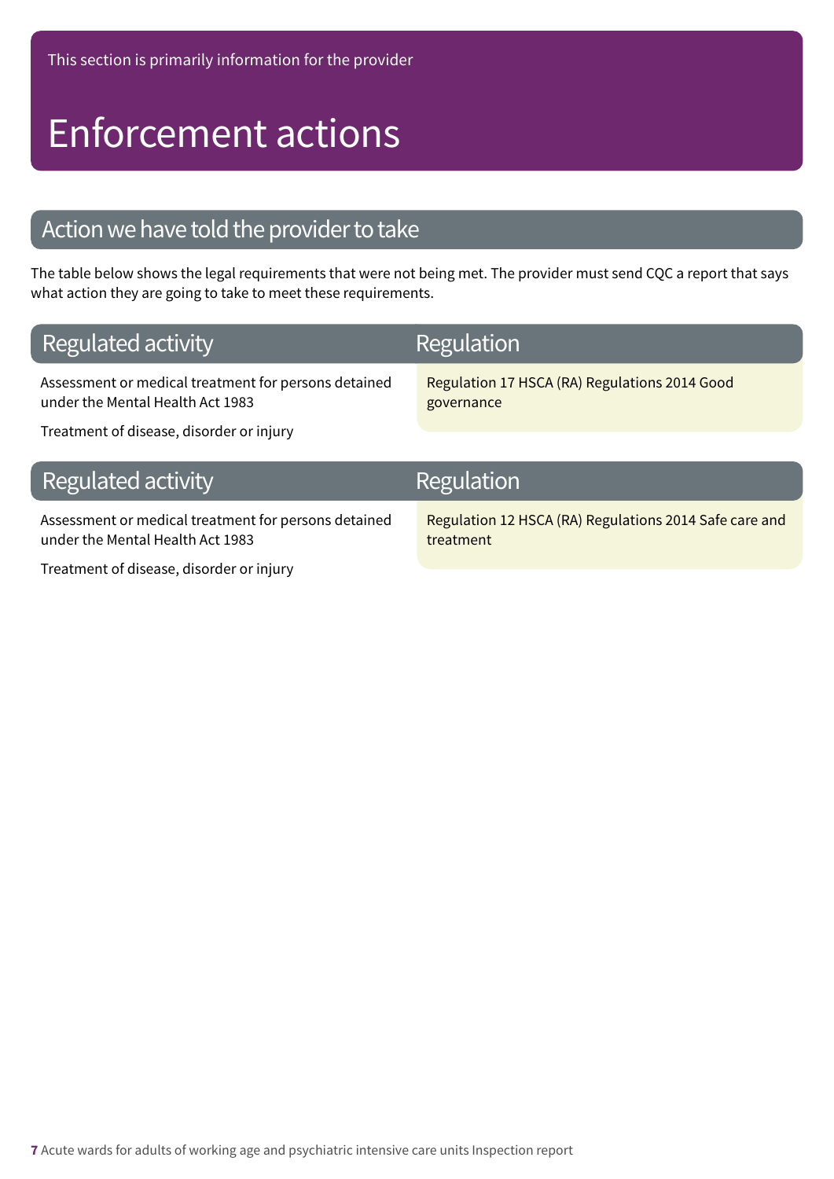This section is primarily information for the provider

# Enforcement actions

## Action we have told the provider to take

The table below shows the legal requirements that were not being met. The provider must send CQC a report that says what action they are going to take to meet these requirements.

| Regulated activity | Regulation |
| --- | --- |
| Assessment or medical treatment for persons detained under the Mental Health Act 1983<br><br>Treatment of disease, disorder or injury | Regulation 17 HSCA (RA) Regulations 2014 Good governance |

| Regulated activity | Regulation |
| --- | --- |
| Assessment or medical treatment for persons detained under the Mental Health Act 1983<br><br>Treatment of disease, disorder or injury | Regulation 12 HSCA (RA) Regulations 2014 Safe care and treatment |